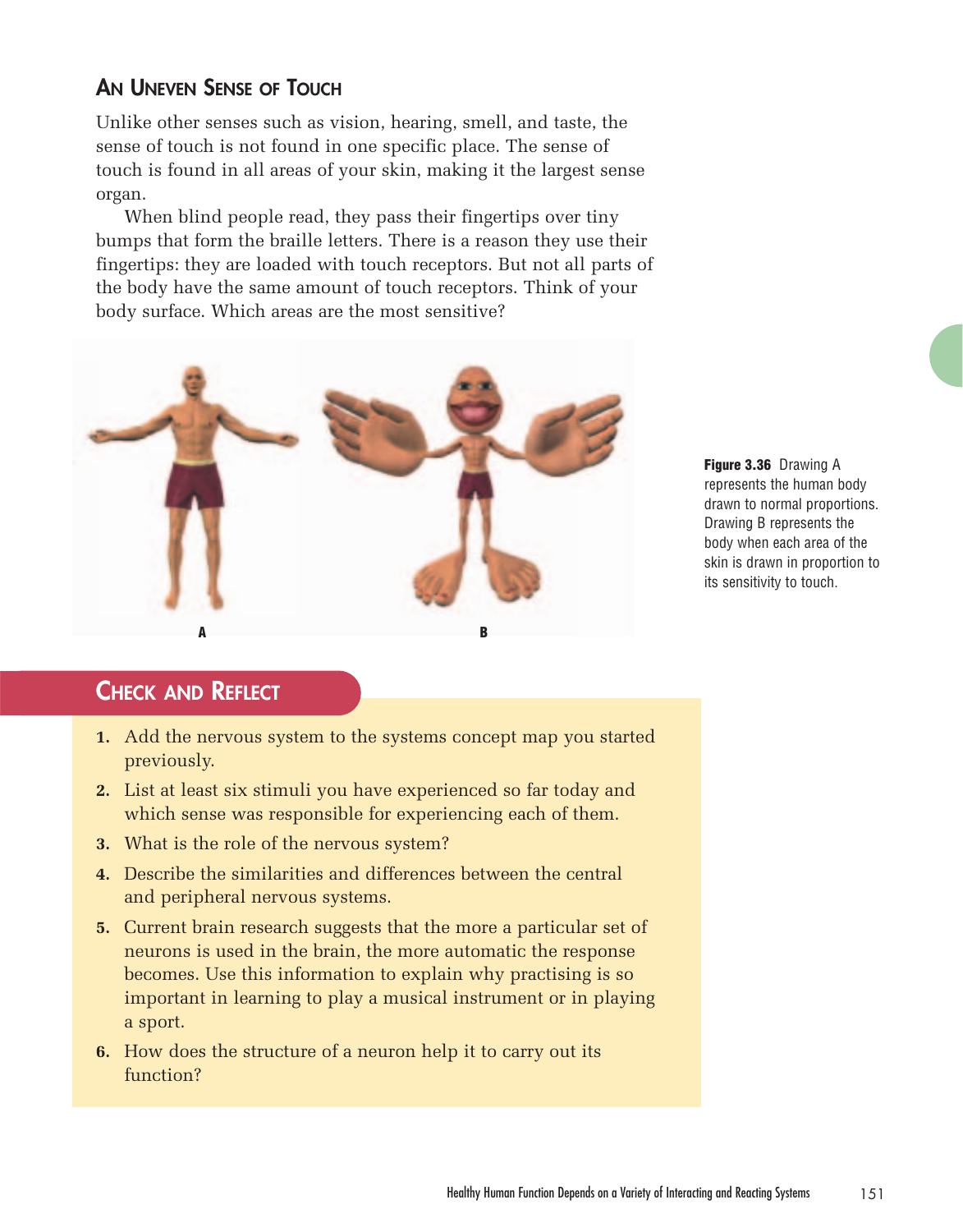## An Uneven Sense of Touch

Unlike other senses such as vision, hearing, smell, and taste, the sense of touch is not found in one specific place. The sense of touch is found in all areas of your skin, making it the largest sense organ.

When blind people read, they pass their fingertips over tiny bumps that form the braille letters. There is a reason they use their fingertips: they are loaded with touch receptors. But not all parts of the body have the same amount of touch receptors. Think of your body surface. Which areas are the most sensitive?

A B

**Figure 3.36** Drawing A represents the human body drawn to normal proportions. Drawing B represents the body when each area of the skin is drawn in proportion to its sensitivity to touch.

## Check and Reflect

1. Add the nervous system to the systems concept map you started previously.
2. List at least six stimuli you have experienced so far today and which sense was responsible for experiencing each of them.
3. What is the role of the nervous system?
4. Describe the similarities and differences between the central and peripheral nervous systems.
5. Current brain research suggests that the more a particular set of neurons is used in the brain, the more automatic the response becomes. Use this information to explain why practising is so important in learning to play a musical instrument or in playing a sport.
6. How does the structure of a neuron help it to carry out its function?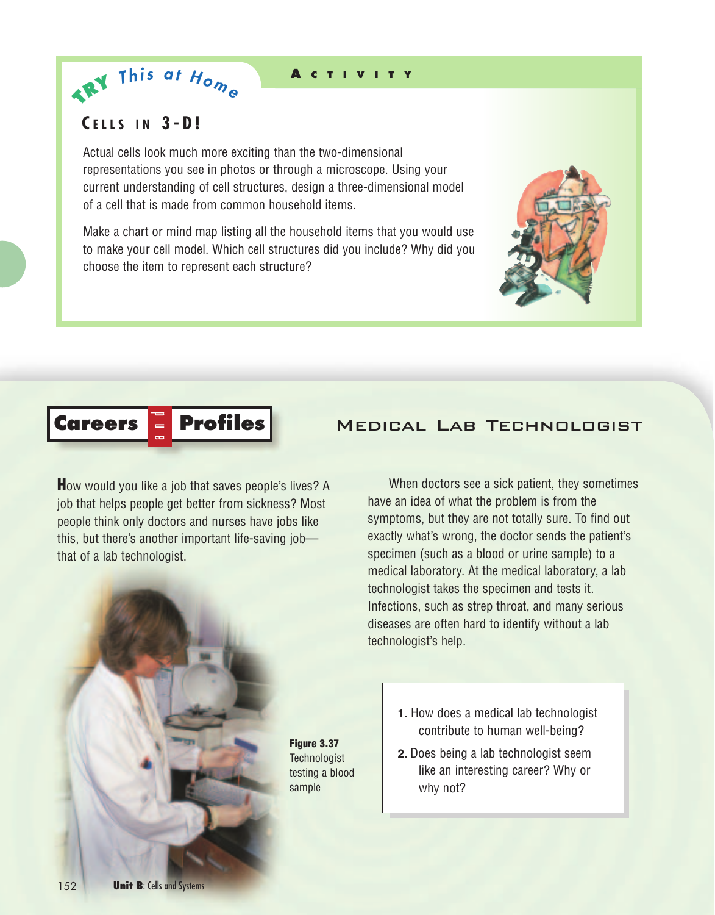## TRY This at Home — ACTIVITY

### CELLS IN 3-D!

Actual cells look much more exciting than the two-dimensional representations you see in photos or through a microscope. Using your current understanding of cell structures, design a three-dimensional model of a cell that is made from common household items.

Make a chart or mind map listing all the household items that you would use to make your cell model. Which cell structures did you include? Why did you choose the item to represent each structure?

## Careers and Profiles

### MEDICAL LAB TECHNOLOGIST

How would you like a job that saves people's lives? A job that helps people get better from sickness? Most people think only doctors and nurses have jobs like this, but there's another important life-saving job—that of a lab technologist.

**Figure 3.37** Technologist testing a blood sample

When doctors see a sick patient, they sometimes have an idea of what the problem is from the symptoms, but they are not totally sure. To find out exactly what's wrong, the doctor sends the patient's specimen (such as a blood or urine sample) to a medical laboratory. At the medical laboratory, a lab technologist takes the specimen and tests it. Infections, such as strep throat, and many serious diseases are often hard to identify without a lab technologist's help.

1. How does a medical lab technologist contribute to human well-being?
2. Does being a lab technologist seem like an interesting career? Why or why not?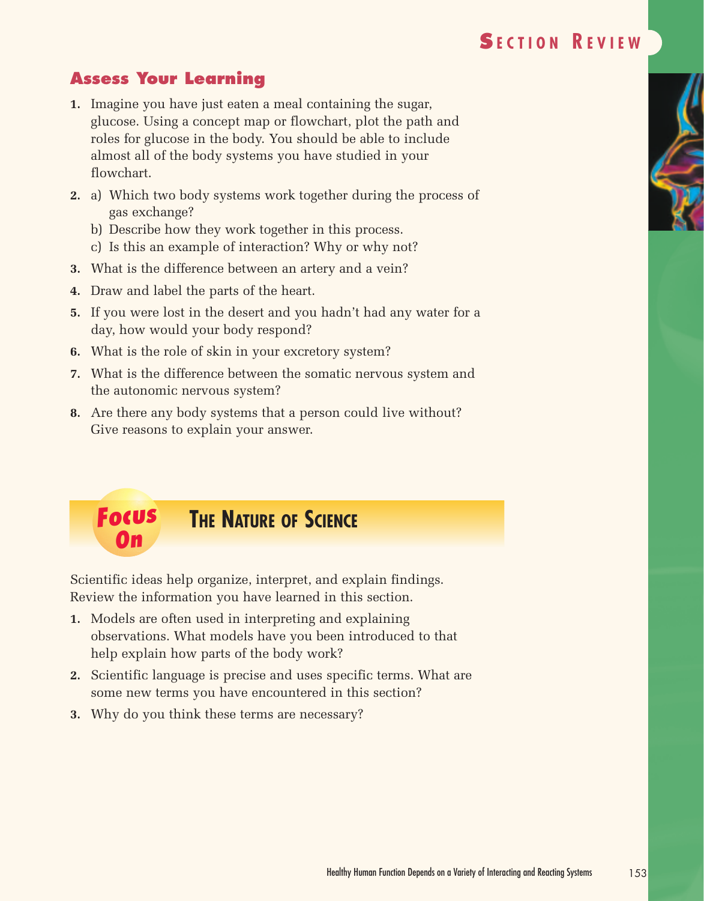## Section Review

### Assess Your Learning

1. Imagine you have just eaten a meal containing the sugar, glucose. Using a concept map or flowchart, plot the path and roles for glucose in the body. You should be able to include almost all of the body systems you have studied in your flowchart.
2. a) Which two body systems work together during the process of gas exchange?
   b) Describe how they work together in this process.
   c) Is this an example of interaction? Why or why not?
3. What is the difference between an artery and a vein?
4. Draw and label the parts of the heart.
5. If you were lost in the desert and you hadn't had any water for a day, how would your body respond?
6. What is the role of skin in your excretory system?
7. What is the difference between the somatic nervous system and the autonomic nervous system?
8. Are there any body systems that a person could live without? Give reasons to explain your answer.

## Focus On: The Nature of Science

Scientific ideas help organize, interpret, and explain findings. Review the information you have learned in this section.

1. Models are often used in interpreting and explaining observations. What models have you been introduced to that help explain how parts of the body work?
2. Scientific language is precise and uses specific terms. What are some new terms you have encountered in this section?
3. Why do you think these terms are necessary?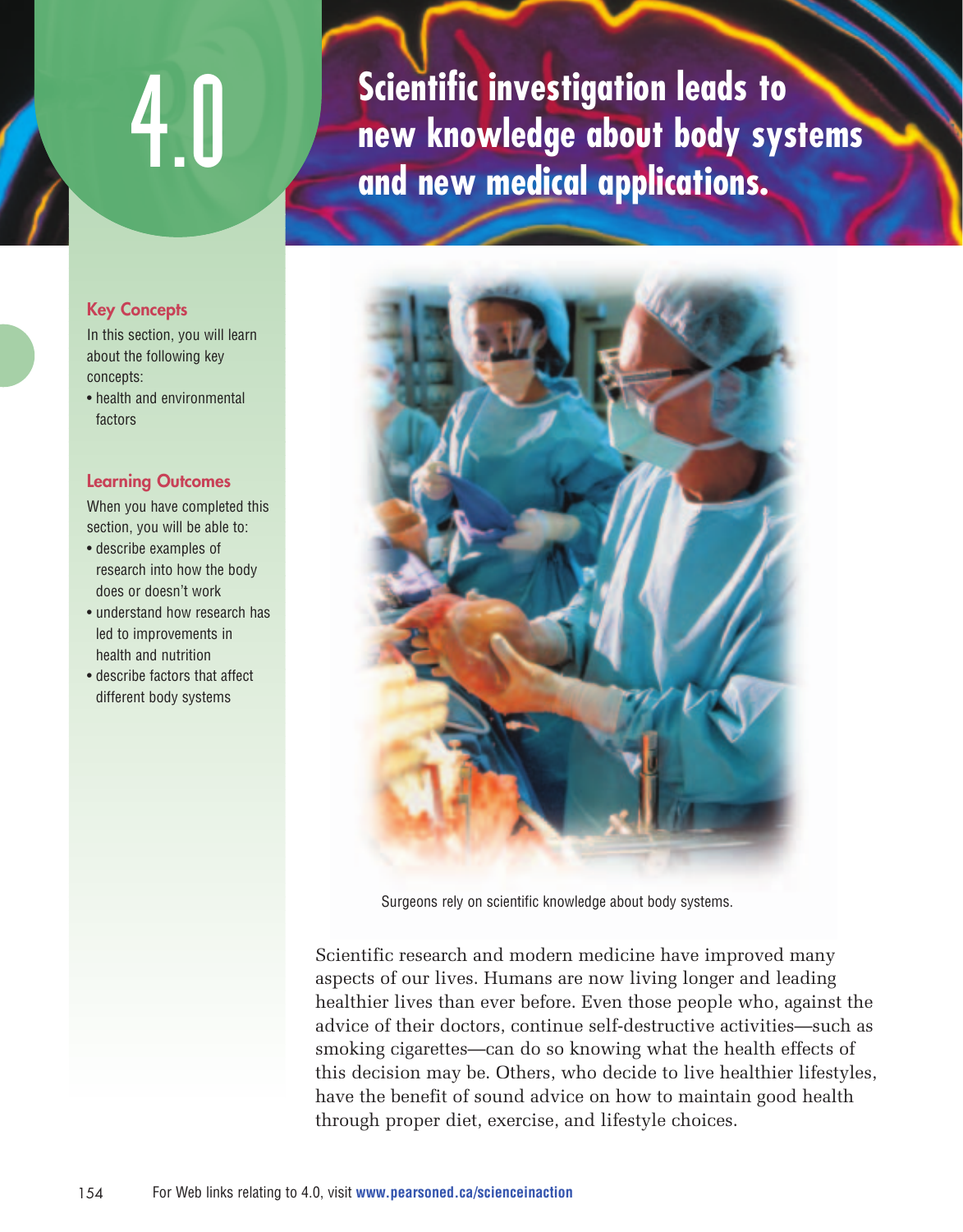# 4.0 Scientific investigation leads to new knowledge about body systems and new medical applications.

### Key Concepts

In this section, you will learn about the following key concepts:

- health and environmental factors

### Learning Outcomes

When you have completed this section, you will be able to:

- describe examples of research into how the body does or doesn't work
- understand how research has led to improvements in health and nutrition
- describe factors that affect different body systems

Surgeons rely on scientific knowledge about body systems.

Scientific research and modern medicine have improved many aspects of our lives. Humans are now living longer and leading healthier lives than ever before. Even those people who, against the advice of their doctors, continue self-destructive activities—such as smoking cigarettes—can do so knowing what the health effects of this decision may be. Others, who decide to live healthier lifestyles, have the benefit of sound advice on how to maintain good health through proper diet, exercise, and lifestyle choices.

For Web links relating to 4.0, visit **www.pearsoned.ca/scienceinaction**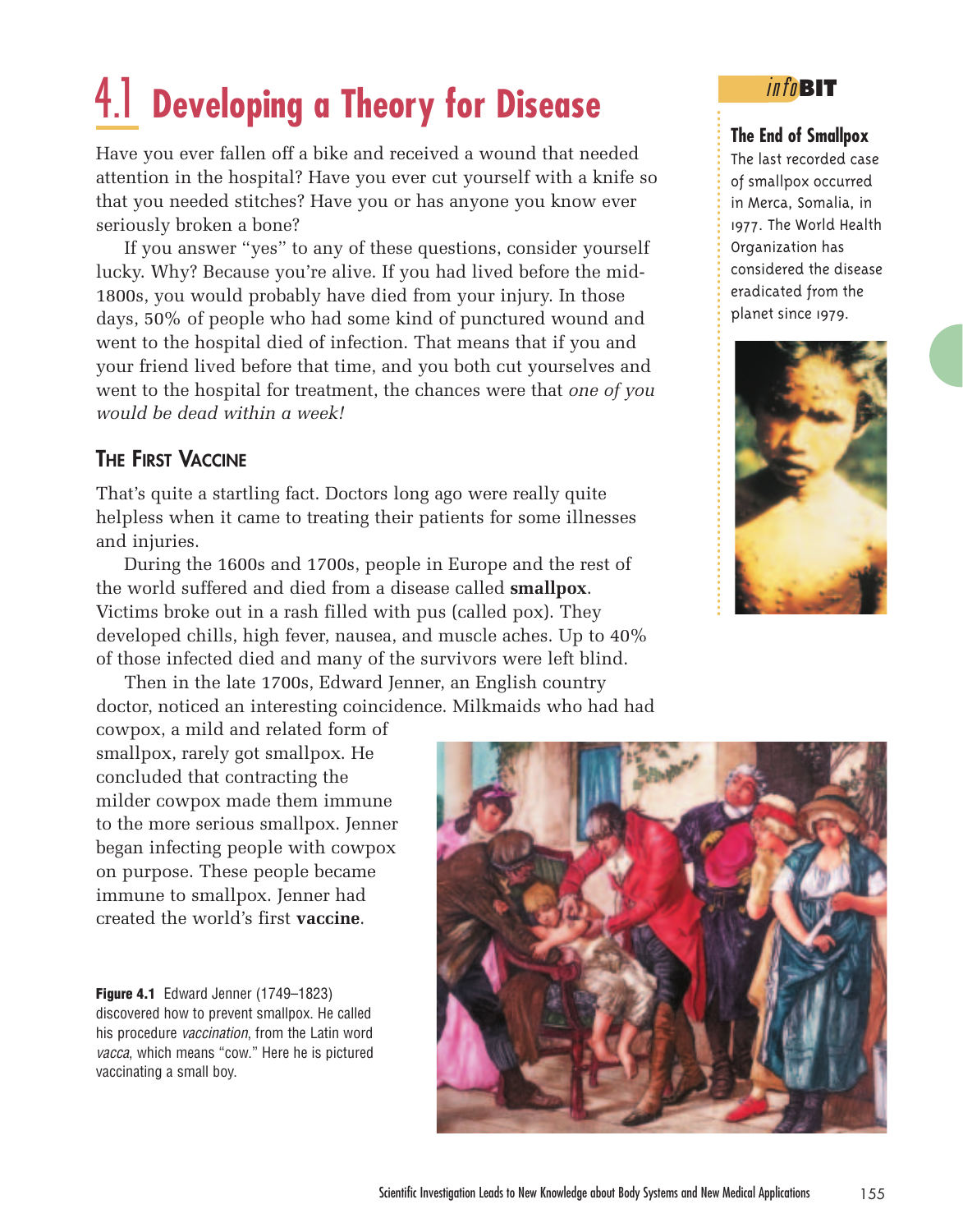# 4.1 Developing a Theory for Disease

Have you ever fallen off a bike and received a wound that needed attention in the hospital? Have you ever cut yourself with a knife so that you needed stitches? Have you or has anyone you know ever seriously broken a bone?

If you answer "yes" to any of these questions, consider yourself lucky. Why? Because you're alive. If you had lived before the mid-1800s, you would probably have died from your injury. In those days, 50% of people who had some kind of punctured wound and went to the hospital died of infection. That means that if you and your friend lived before that time, and you both cut yourselves and went to the hospital for treatment, the chances were that *one of you would be dead within a week!*

## The First Vaccine

That's quite a startling fact. Doctors long ago were really quite helpless when it came to treating their patients for some illnesses and injuries.

During the 1600s and 1700s, people in Europe and the rest of the world suffered and died from a disease called **smallpox**. Victims broke out in a rash filled with pus (called pox). They developed chills, high fever, nausea, and muscle aches. Up to 40% of those infected died and many of the survivors were left blind.

Then in the late 1700s, Edward Jenner, an English country doctor, noticed an interesting coincidence. Milkmaids who had had cowpox, a mild and related form of smallpox, rarely got smallpox. He concluded that contracting the milder cowpox made them immune to the more serious smallpox. Jenner began infecting people with cowpox on purpose. These people became immune to smallpox. Jenner had created the world's first **vaccine**.

**Figure 4.1** Edward Jenner (1749–1823) discovered how to prevent smallpox. He called his procedure *vaccination*, from the Latin word *vacca*, which means "cow." Here he is pictured vaccinating a small boy.

*info***BIT**

**The End of Smallpox**

The last recorded case of smallpox occurred in Merca, Somalia, in 1977. The World Health Organization has considered the disease eradicated from the planet since 1979.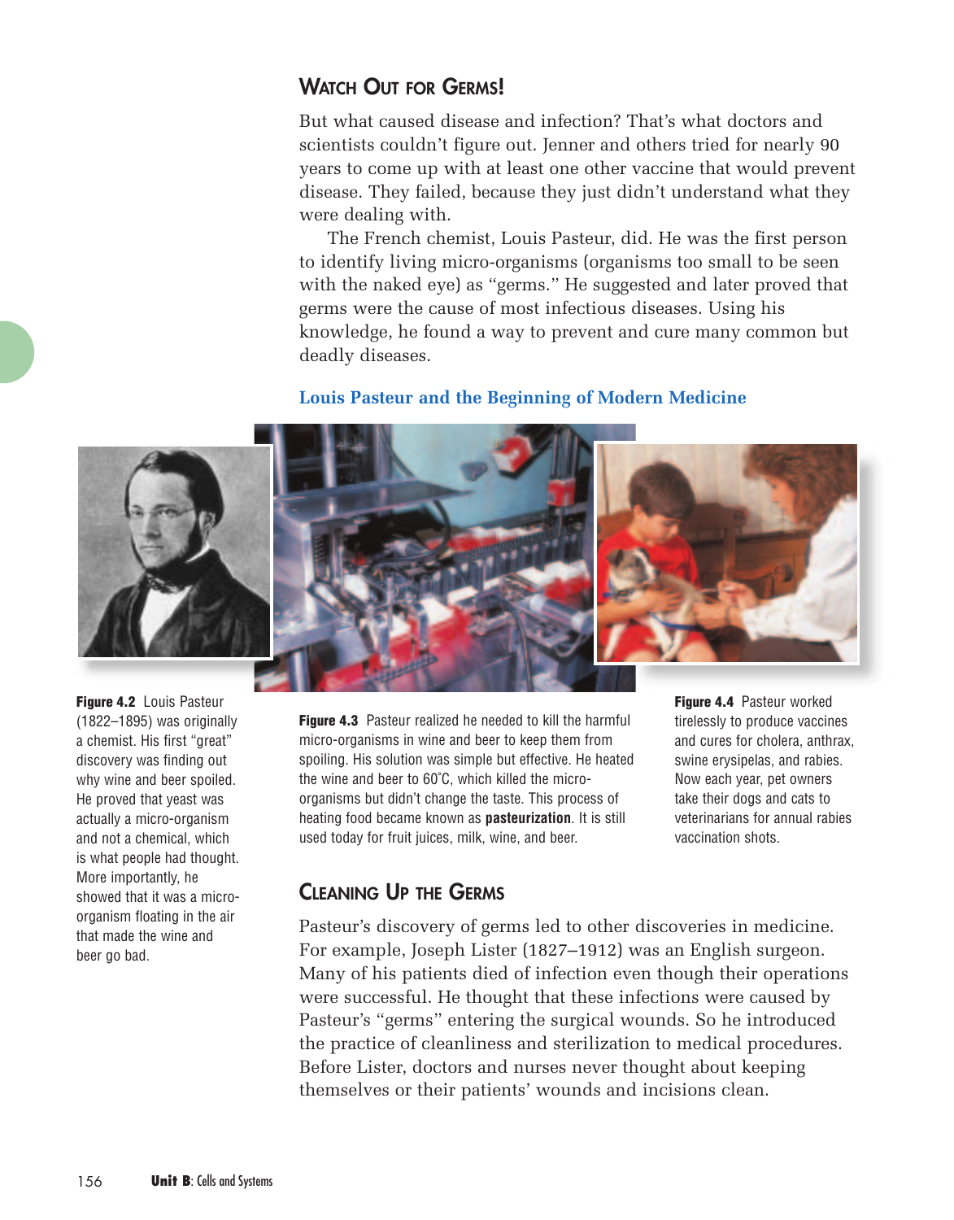## Watch Out for Germs!

But what caused disease and infection? That's what doctors and scientists couldn't figure out. Jenner and others tried for nearly 90 years to come up with at least one other vaccine that would prevent disease. They failed, because they just didn't understand what they were dealing with.

The French chemist, Louis Pasteur, did. He was the first person to identify living micro-organisms (organisms too small to be seen with the naked eye) as "germs." He suggested and later proved that germs were the cause of most infectious diseases. Using his knowledge, he found a way to prevent and cure many common but deadly diseases.

### Louis Pasteur and the Beginning of Modern Medicine

**Figure 4.2** Louis Pasteur (1822–1895) was originally a chemist. His first "great" discovery was finding out why wine and beer spoiled. He proved that yeast was actually a micro-organism and not a chemical, which is what people had thought. More importantly, he showed that it was a micro-organism floating in the air that made the wine and beer go bad.

**Figure 4.3** Pasteur realized he needed to kill the harmful micro-organisms in wine and beer to keep them from spoiling. His solution was simple but effective. He heated the wine and beer to 60°C, which killed the micro-organisms but didn't change the taste. This process of heating food became known as **pasteurization**. It is still used today for fruit juices, milk, wine, and beer.

**Figure 4.4** Pasteur worked tirelessly to produce vaccines and cures for cholera, anthrax, swine erysipelas, and rabies. Now each year, pet owners take their dogs and cats to veterinarians for annual rabies vaccination shots.

## Cleaning Up the Germs

Pasteur's discovery of germs led to other discoveries in medicine. For example, Joseph Lister (1827–1912) was an English surgeon. Many of his patients died of infection even though their operations were successful. He thought that these infections were caused by Pasteur's "germs" entering the surgical wounds. So he introduced the practice of cleanliness and sterilization to medical procedures. Before Lister, doctors and nurses never thought about keeping themselves or their patients' wounds and incisions clean.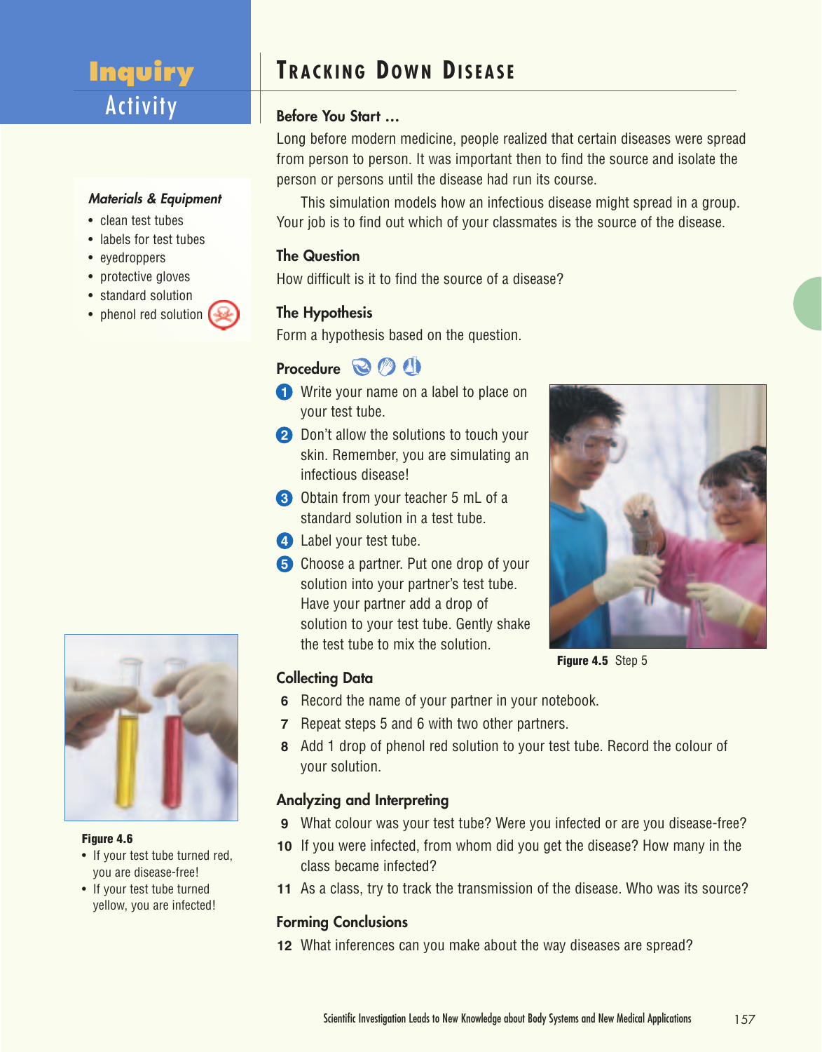# Inquiry Activity

## TRACKING DOWN DISEASE

### Before You Start ...

Long before modern medicine, people realized that certain diseases were spread from person to person. It was important then to find the source and isolate the person or persons until the disease had run its course.

This simulation models how an infectious disease might spread in a group. Your job is to find out which of your classmates is the source of the disease.

*Materials & Equipment*

- clean test tubes
- labels for test tubes
- eyedroppers
- protective gloves
- standard solution
- phenol red solution

### The Question

How difficult is it to find the source of a disease?

### The Hypothesis

Form a hypothesis based on the question.

### Procedure

1. Write your name on a label to place on your test tube.
2. Don't allow the solutions to touch your skin. Remember, you are simulating an infectious disease!
3. Obtain from your teacher 5 mL of a standard solution in a test tube.
4. Label your test tube.
5. Choose a partner. Put one drop of your solution into your partner's test tube. Have your partner add a drop of solution to your test tube. Gently shake the test tube to mix the solution.

**Figure 4.5** Step 5

### Collecting Data

6. Record the name of your partner in your notebook.
7. Repeat steps 5 and 6 with two other partners.
8. Add 1 drop of phenol red solution to your test tube. Record the colour of your solution.

### Analyzing and Interpreting

9. What colour was your test tube? Were you infected or are you disease-free?
10. If you were infected, from whom did you get the disease? How many in the class became infected?
11. As a class, try to track the transmission of the disease. Who was its source?

### Forming Conclusions

12. What inferences can you make about the way diseases are spread?

**Figure 4.6**

- If your test tube turned red, you are disease-free!
- If your test tube turned yellow, you are infected!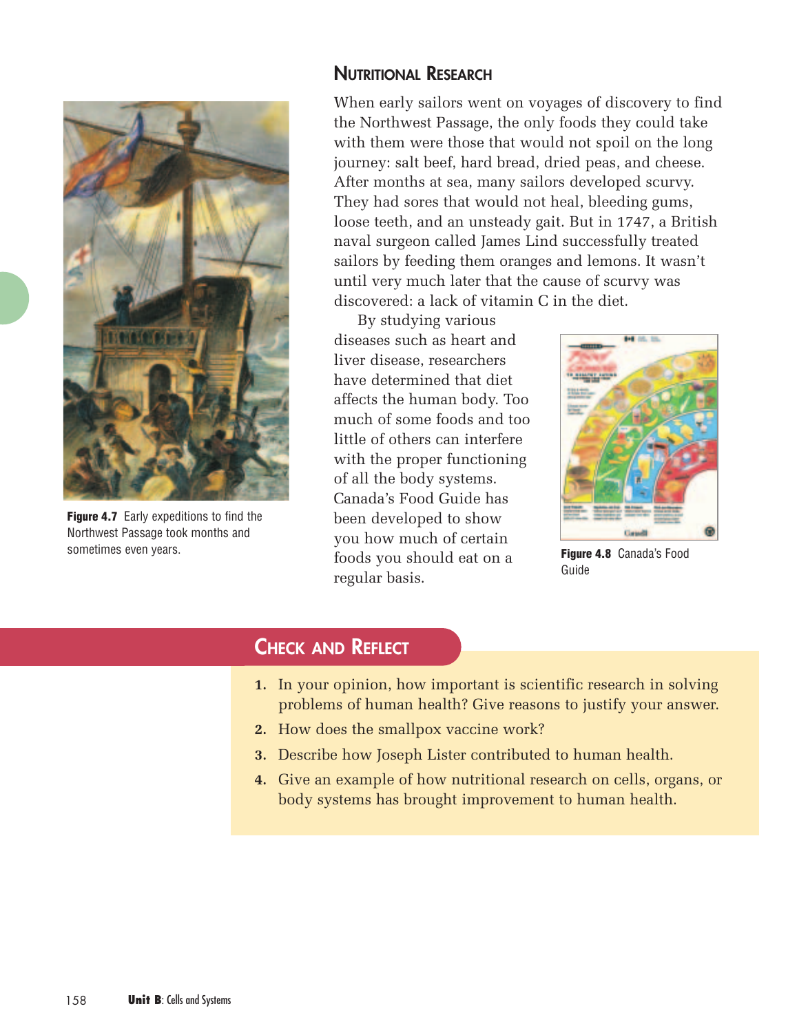## Nutritional Research

When early sailors went on voyages of discovery to find the Northwest Passage, the only foods they could take with them were those that would not spoil on the long journey: salt beef, hard bread, dried peas, and cheese. After months at sea, many sailors developed scurvy. They had sores that would not heal, bleeding gums, loose teeth, and an unsteady gait. But in 1747, a British naval surgeon called James Lind successfully treated sailors by feeding them oranges and lemons. It wasn't until very much later that the cause of scurvy was discovered: a lack of vitamin C in the diet.

By studying various diseases such as heart and liver disease, researchers have determined that diet affects the human body. Too much of some foods and too little of others can interfere with the proper functioning of all the body systems. Canada's Food Guide has been developed to show you how much of certain foods you should eat on a regular basis.

**Figure 4.7** Early expeditions to find the Northwest Passage took months and sometimes even years.

**Figure 4.8** Canada's Food Guide

## Check and Reflect

1. In your opinion, how important is scientific research in solving problems of human health? Give reasons to justify your answer.
2. How does the smallpox vaccine work?
3. Describe how Joseph Lister contributed to human health.
4. Give an example of how nutritional research on cells, organs, or body systems has brought improvement to human health.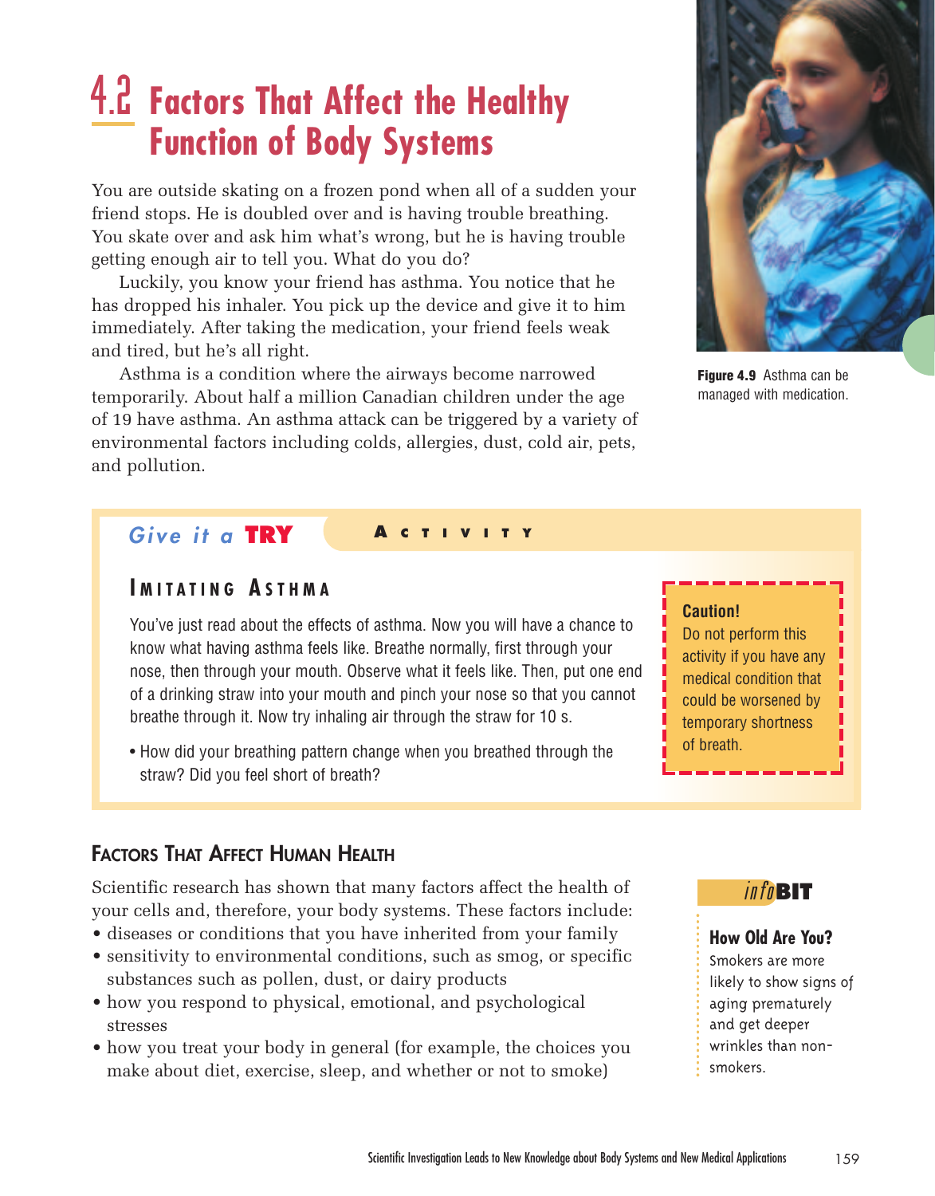# 4.2 Factors That Affect the Healthy Function of Body Systems

You are outside skating on a frozen pond when all of a sudden your friend stops. He is doubled over and is having trouble breathing. You skate over and ask him what's wrong, but he is having trouble getting enough air to tell you. What do you do?

Luckily, you know your friend has asthma. You notice that he has dropped his inhaler. You pick up the device and give it to him immediately. After taking the medication, your friend feels weak and tired, but he's all right.

Asthma is a condition where the airways become narrowed temporarily. About half a million Canadian children under the age of 19 have asthma. An asthma attack can be triggered by a variety of environmental factors including colds, allergies, dust, cold air, pets, and pollution.

**Figure 4.9** Asthma can be managed with medication.

## Give it a TRY — ACTIVITY

### IMITATING ASTHMA

You've just read about the effects of asthma. Now you will have a chance to know what having asthma feels like. Breathe normally, first through your nose, then through your mouth. Observe what it feels like. Then, put one end of a drinking straw into your mouth and pinch your nose so that you cannot breathe through it. Now try inhaling air through the straw for 10 s.

- How did your breathing pattern change when you breathed through the straw? Did you feel short of breath?

**Caution!**
Do not perform this activity if you have any medical condition that could be worsened by temporary shortness of breath.

## FACTORS THAT AFFECT HUMAN HEALTH

Scientific research has shown that many factors affect the health of your cells and, therefore, your body systems. These factors include:

- diseases or conditions that you have inherited from your family
- sensitivity to environmental conditions, such as smog, or specific substances such as pollen, dust, or dairy products
- how you respond to physical, emotional, and psychological stresses
- how you treat your body in general (for example, the choices you make about diet, exercise, sleep, and whether or not to smoke)

**infoBIT**

**How Old Are You?**
Smokers are more likely to show signs of aging prematurely and get deeper wrinkles than non-smokers.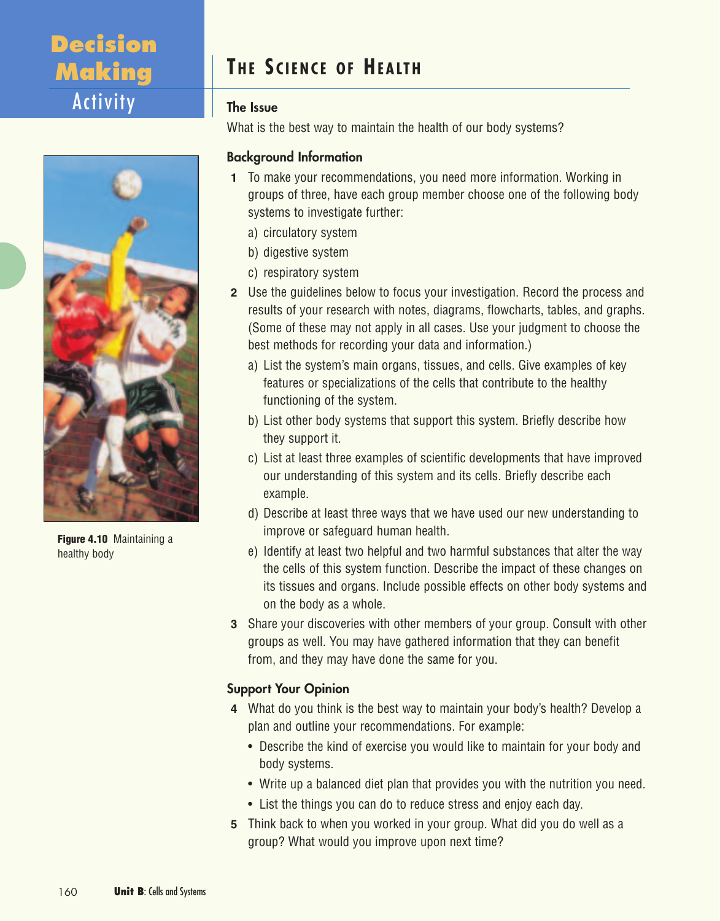Decision Making Activity

# The Science of Health

### The Issue

What is the best way to maintain the health of our body systems?

### Background Information

1. To make your recommendations, you need more information. Working in groups of three, have each group member choose one of the following body systems to investigate further:
   a) circulatory system
   b) digestive system
   c) respiratory system
2. Use the guidelines below to focus your investigation. Record the process and results of your research with notes, diagrams, flowcharts, tables, and graphs. (Some of these may not apply in all cases. Use your judgment to choose the best methods for recording your data and information.)
   a) List the system's main organs, tissues, and cells. Give examples of key features or specializations of the cells that contribute to the healthy functioning of the system.
   b) List other body systems that support this system. Briefly describe how they support it.
   c) List at least three examples of scientific developments that have improved our understanding of this system and its cells. Briefly describe each example.
   d) Describe at least three ways that we have used our new understanding to improve or safeguard human health.
   e) Identify at least two helpful and two harmful substances that alter the way the cells of this system function. Describe the impact of these changes on its tissues and organs. Include possible effects on other body systems and on the body as a whole.
3. Share your discoveries with other members of your group. Consult with other groups as well. You may have gathered information that they can benefit from, and they may have done the same for you.

### Support Your Opinion

4. What do you think is the best way to maintain your body's health? Develop a plan and outline your recommendations. For example:
   - Describe the kind of exercise you would like to maintain for your body and body systems.
   - Write up a balanced diet plan that provides you with the nutrition you need.
   - List the things you can do to reduce stress and enjoy each day.
5. Think back to when you worked in your group. What did you do well as a group? What would you improve upon next time?

**Figure 4.10** Maintaining a healthy body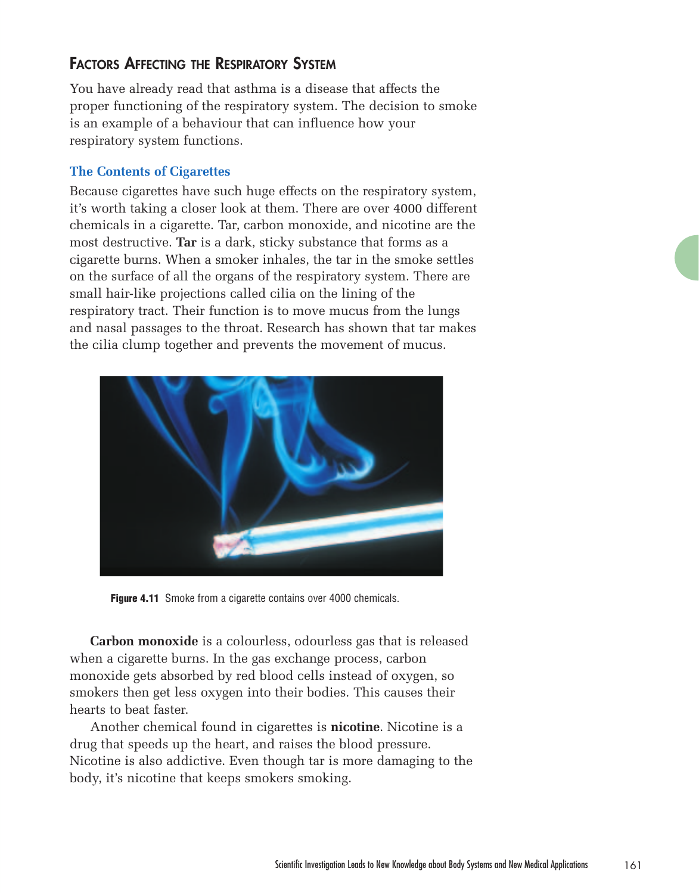## Factors Affecting the Respiratory System

You have already read that asthma is a disease that affects the proper functioning of the respiratory system. The decision to smoke is an example of a behaviour that can influence how your respiratory system functions.

### The Contents of Cigarettes

Because cigarettes have such huge effects on the respiratory system, it's worth taking a closer look at them. There are over 4000 different chemicals in a cigarette. Tar, carbon monoxide, and nicotine are the most destructive. **Tar** is a dark, sticky substance that forms as a cigarette burns. When a smoker inhales, the tar in the smoke settles on the surface of all the organs of the respiratory system. There are small hair-like projections called cilia on the lining of the respiratory tract. Their function is to move mucus from the lungs and nasal passages to the throat. Research has shown that tar makes the cilia clump together and prevents the movement of mucus.

**Figure 4.11** Smoke from a cigarette contains over 4000 chemicals.

**Carbon monoxide** is a colourless, odourless gas that is released when a cigarette burns. In the gas exchange process, carbon monoxide gets absorbed by red blood cells instead of oxygen, so smokers then get less oxygen into their bodies. This causes their hearts to beat faster.

Another chemical found in cigarettes is **nicotine**. Nicotine is a drug that speeds up the heart, and raises the blood pressure. Nicotine is also addictive. Even though tar is more damaging to the body, it's nicotine that keeps smokers smoking.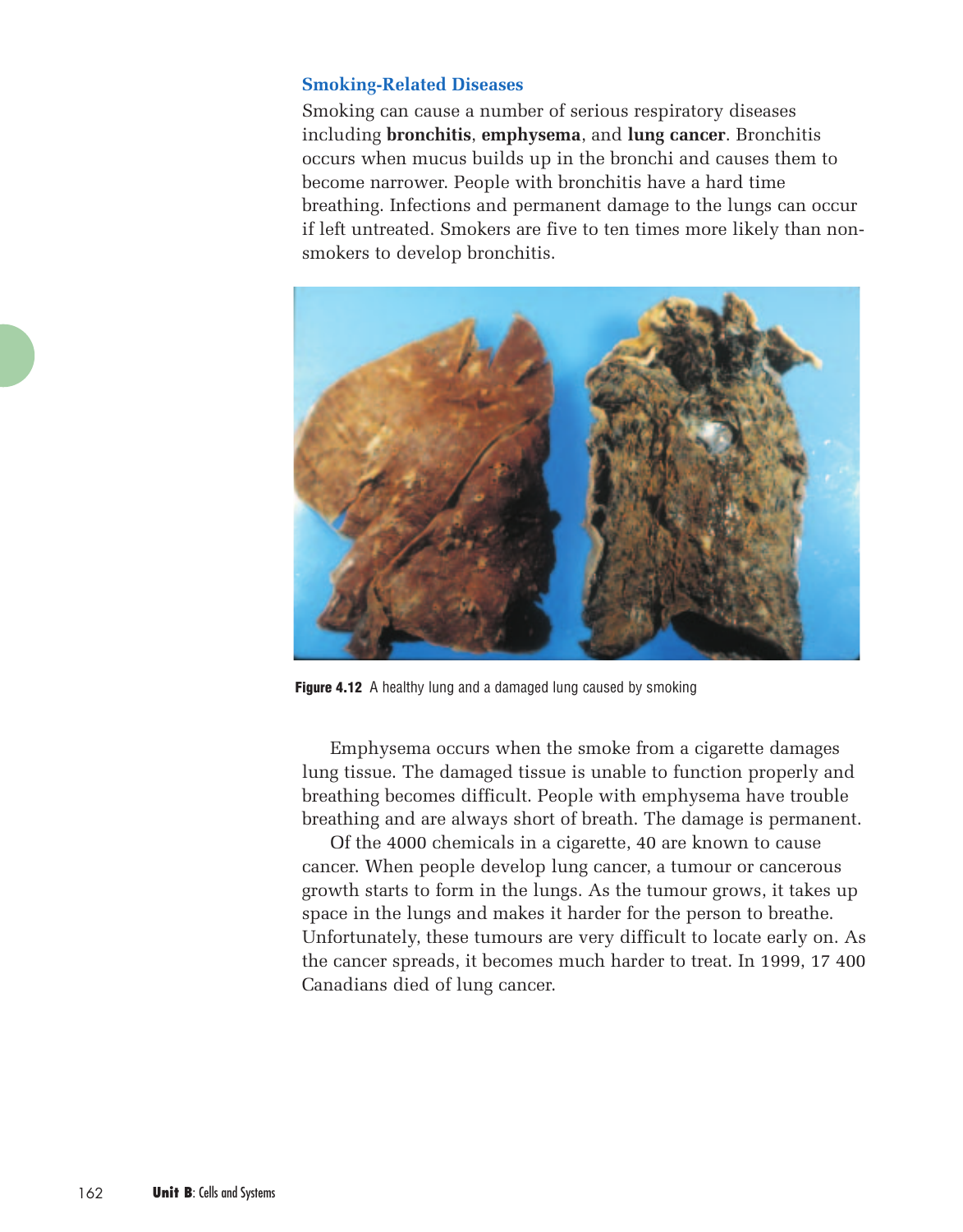### Smoking-Related Diseases

Smoking can cause a number of serious respiratory diseases including **bronchitis**, **emphysema**, and **lung cancer**. Bronchitis occurs when mucus builds up in the bronchi and causes them to become narrower. People with bronchitis have a hard time breathing. Infections and permanent damage to the lungs can occur if left untreated. Smokers are five to ten times more likely than non-smokers to develop bronchitis.

**Figure 4.12** A healthy lung and a damaged lung caused by smoking

Emphysema occurs when the smoke from a cigarette damages lung tissue. The damaged tissue is unable to function properly and breathing becomes difficult. People with emphysema have trouble breathing and are always short of breath. The damage is permanent.

Of the 4000 chemicals in a cigarette, 40 are known to cause cancer. When people develop lung cancer, a tumour or cancerous growth starts to form in the lungs. As the tumour grows, it takes up space in the lungs and makes it harder for the person to breathe. Unfortunately, these tumours are very difficult to locate early on. As the cancer spreads, it becomes much harder to treat. In 1999, 17 400 Canadians died of lung cancer.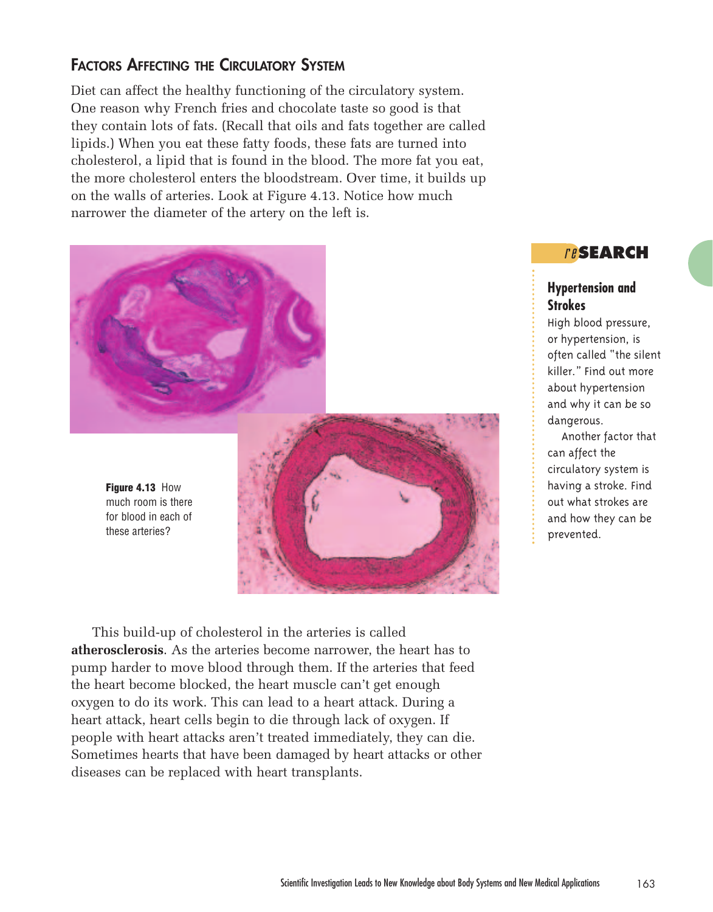## Factors Affecting the Circulatory System

Diet can affect the healthy functioning of the circulatory system. One reason why French fries and chocolate taste so good is that they contain lots of fats. (Recall that oils and fats together are called lipids.) When you eat these fatty foods, these fats are turned into cholesterol, a lipid that is found in the blood. The more fat you eat, the more cholesterol enters the bloodstream. Over time, it builds up on the walls of arteries. Look at Figure 4.13. Notice how much narrower the diameter of the artery on the left is.

**Figure 4.13** How much room is there for blood in each of these arteries?

This build-up of cholesterol in the arteries is called **atherosclerosis**. As the arteries become narrower, the heart has to pump harder to move blood through them. If the arteries that feed the heart become blocked, the heart muscle can't get enough oxygen to do its work. This can lead to a heart attack. During a heart attack, heart cells begin to die through lack of oxygen. If people with heart attacks aren't treated immediately, they can die. Sometimes hearts that have been damaged by heart attacks or other diseases can be replaced with heart transplants.

### reSEARCH

**Hypertension and Strokes**

High blood pressure, or hypertension, is often called "the silent killer." Find out more about hypertension and why it can be so dangerous.

Another factor that can affect the circulatory system is having a stroke. Find out what strokes are and how they can be prevented.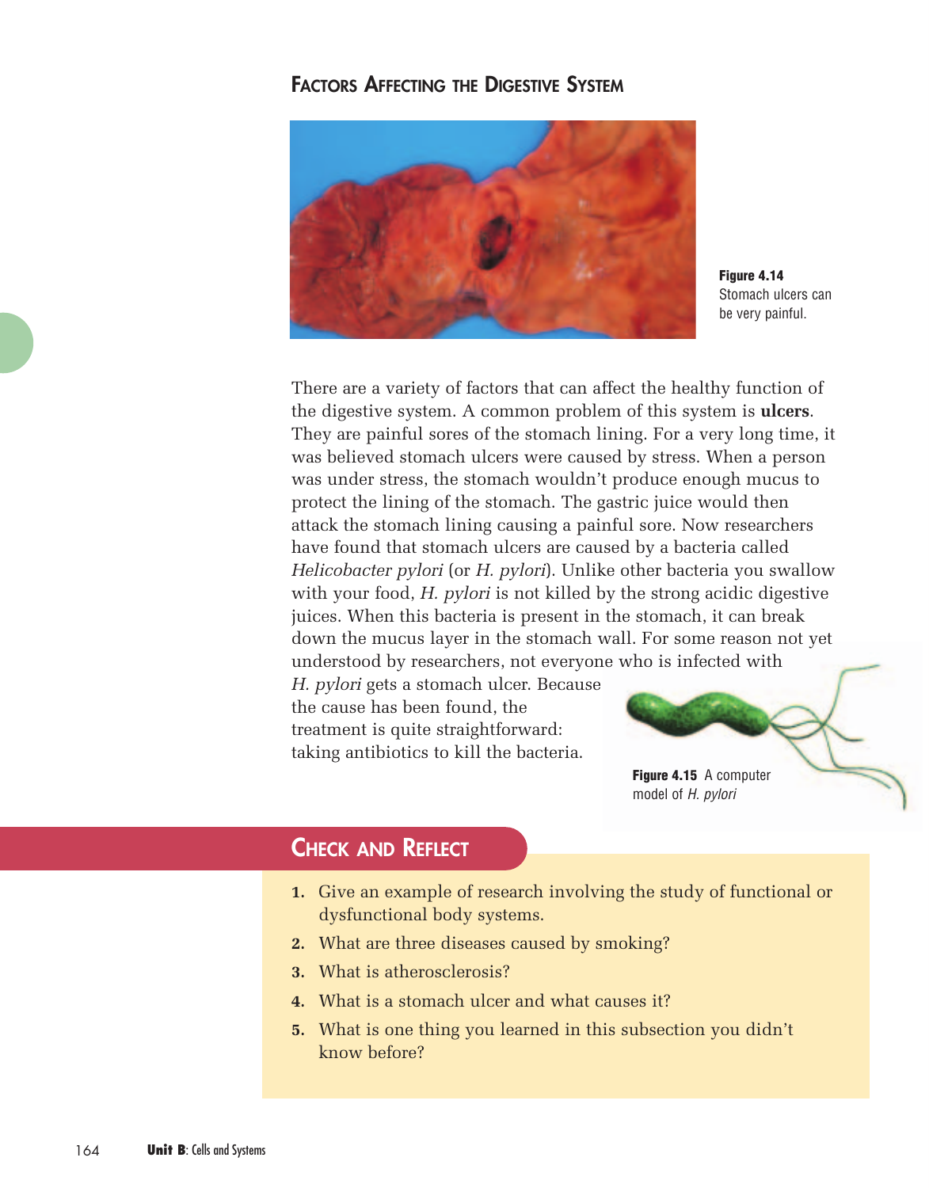## Factors Affecting the Digestive System

**Figure 4.14** Stomach ulcers can be very painful.

There are a variety of factors that can affect the healthy function of the digestive system. A common problem of this system is **ulcers**. They are painful sores of the stomach lining. For a very long time, it was believed stomach ulcers were caused by stress. When a person was under stress, the stomach wouldn't produce enough mucus to protect the lining of the stomach. The gastric juice would then attack the stomach lining causing a painful sore. Now researchers have found that stomach ulcers are caused by a bacteria called *Helicobacter pylori* (or *H. pylori*). Unlike other bacteria you swallow with your food, *H. pylori* is not killed by the strong acidic digestive juices. When this bacteria is present in the stomach, it can break down the mucus layer in the stomach wall. For some reason not yet understood by researchers, not everyone who is infected with *H. pylori* gets a stomach ulcer. Because the cause has been found, the treatment is quite straightforward: taking antibiotics to kill the bacteria.

**Figure 4.15** A computer model of *H. pylori*

## Check and Reflect

1. Give an example of research involving the study of functional or dysfunctional body systems.
2. What are three diseases caused by smoking?
3. What is atherosclerosis?
4. What is a stomach ulcer and what causes it?
5. What is one thing you learned in this subsection you didn't know before?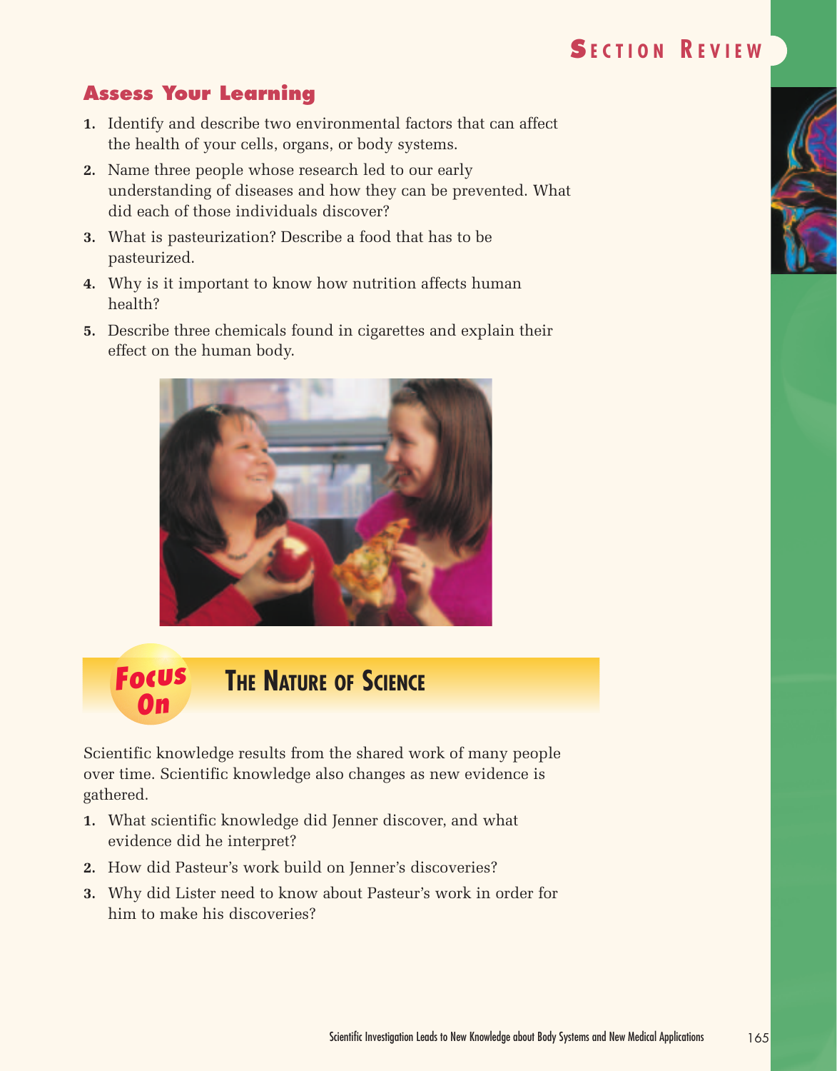## Section Review

### Assess Your Learning

1. Identify and describe two environmental factors that can affect the health of your cells, organs, or body systems.
2. Name three people whose research led to our early understanding of diseases and how they can be prevented. What did each of those individuals discover?
3. What is pasteurization? Describe a food that has to be pasteurized.
4. Why is it important to know how nutrition affects human health?
5. Describe three chemicals found in cigarettes and explain their effect on the human body.

## Focus On: The Nature of Science

Scientific knowledge results from the shared work of many people over time. Scientific knowledge also changes as new evidence is gathered.

1. What scientific knowledge did Jenner discover, and what evidence did he interpret?
2. How did Pasteur's work build on Jenner's discoveries?
3. Why did Lister need to know about Pasteur's work in order for him to make his discoveries?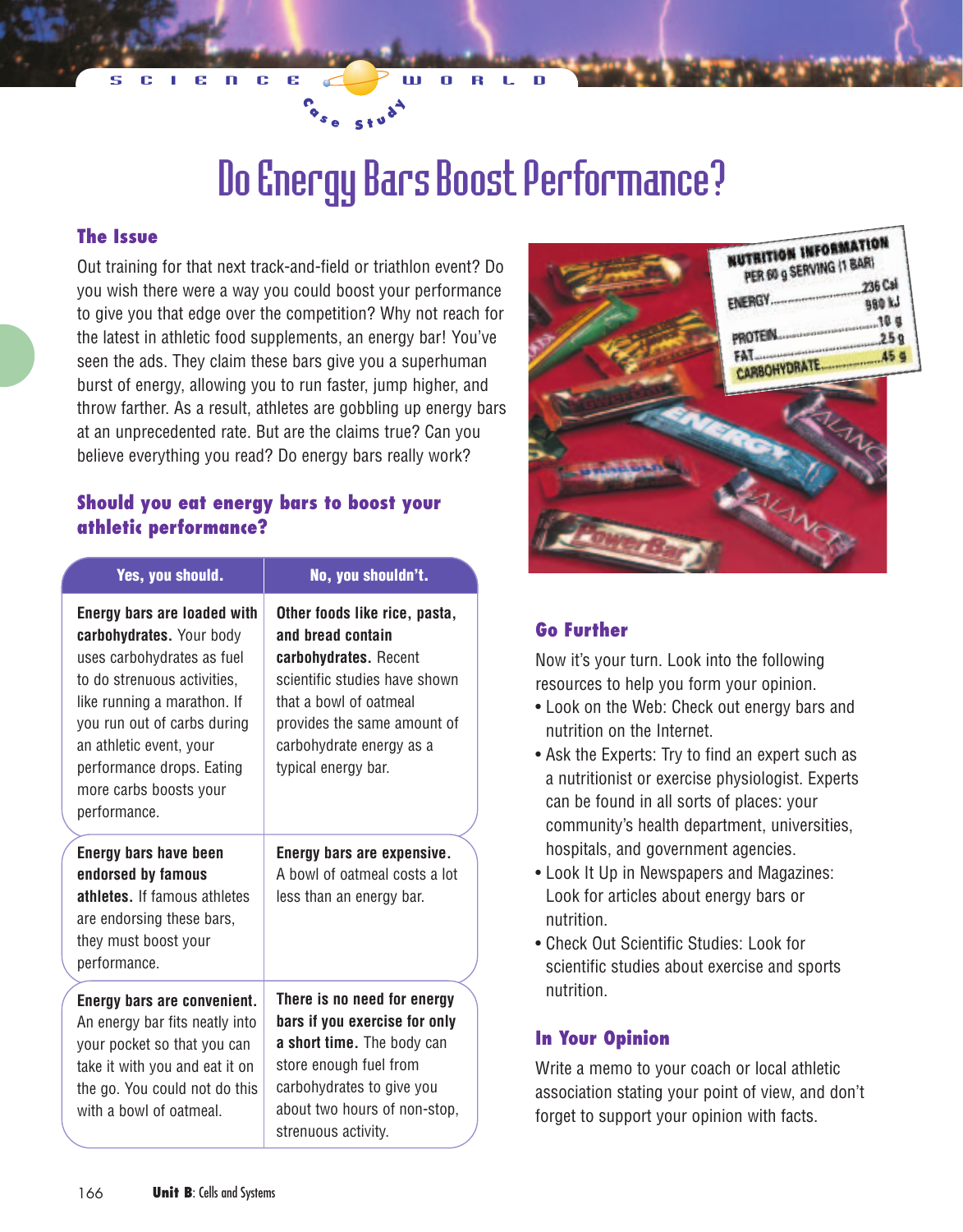SCIENCE WORLD

Case Study

# Do Energy Bars Boost Performance?

## The Issue

Out training for that next track-and-field or triathlon event? Do you wish there were a way you could boost your performance to give you that edge over the competition? Why not reach for the latest in athletic food supplements, an energy bar! You've seen the ads. They claim these bars give you a superhuman burst of energy, allowing you to run faster, jump higher, and throw farther. As a result, athletes are gobbling up energy bars at an unprecedented rate. But are the claims true? Can you believe everything you read? Do energy bars really work?

### Should you eat energy bars to boost your athletic performance?

| Yes, you should. | No, you shouldn't. |
|---|---|
| **Energy bars are loaded with carbohydrates.** Your body uses carbohydrates as fuel to do strenuous activities, like running a marathon. If you run out of carbs during an athletic event, your performance drops. Eating more carbs boosts your performance. | **Other foods like rice, pasta, and bread contain carbohydrates.** Recent scientific studies have shown that a bowl of oatmeal provides the same amount of carbohydrate energy as a typical energy bar. |
| **Energy bars have been endorsed by famous athletes.** If famous athletes are endorsing these bars, they must boost your performance. | **Energy bars are expensive.** A bowl of oatmeal costs a lot less than an energy bar. |
| **Energy bars are convenient.** An energy bar fits neatly into your pocket so that you can take it with you and eat it on the go. You could not do this with a bowl of oatmeal. | **There is no need for energy bars if you exercise for only a short time.** The body can store enough fuel from carbohydrates to give you about two hours of non-stop, strenuous activity. |

NUTRITION INFORMATION
PER 60 g SERVING (1 BAR)

| | |
|---|---|
| ENERGY | 236 Cal |
| | 980 kJ |
| PROTEIN | 10 g |
| FAT | 2.5 g |
| CARBOHYDRATE | 45 g |

## Go Further

Now it's your turn. Look into the following resources to help you form your opinion.

- Look on the Web: Check out energy bars and nutrition on the Internet.
- Ask the Experts: Try to find an expert such as a nutritionist or exercise physiologist. Experts can be found in all sorts of places: your community's health department, universities, hospitals, and government agencies.
- Look It Up in Newspapers and Magazines: Look for articles about energy bars or nutrition.
- Check Out Scientific Studies: Look for scientific studies about exercise and sports nutrition.

## In Your Opinion

Write a memo to your coach or local athletic association stating your point of view, and don't forget to support your opinion with facts.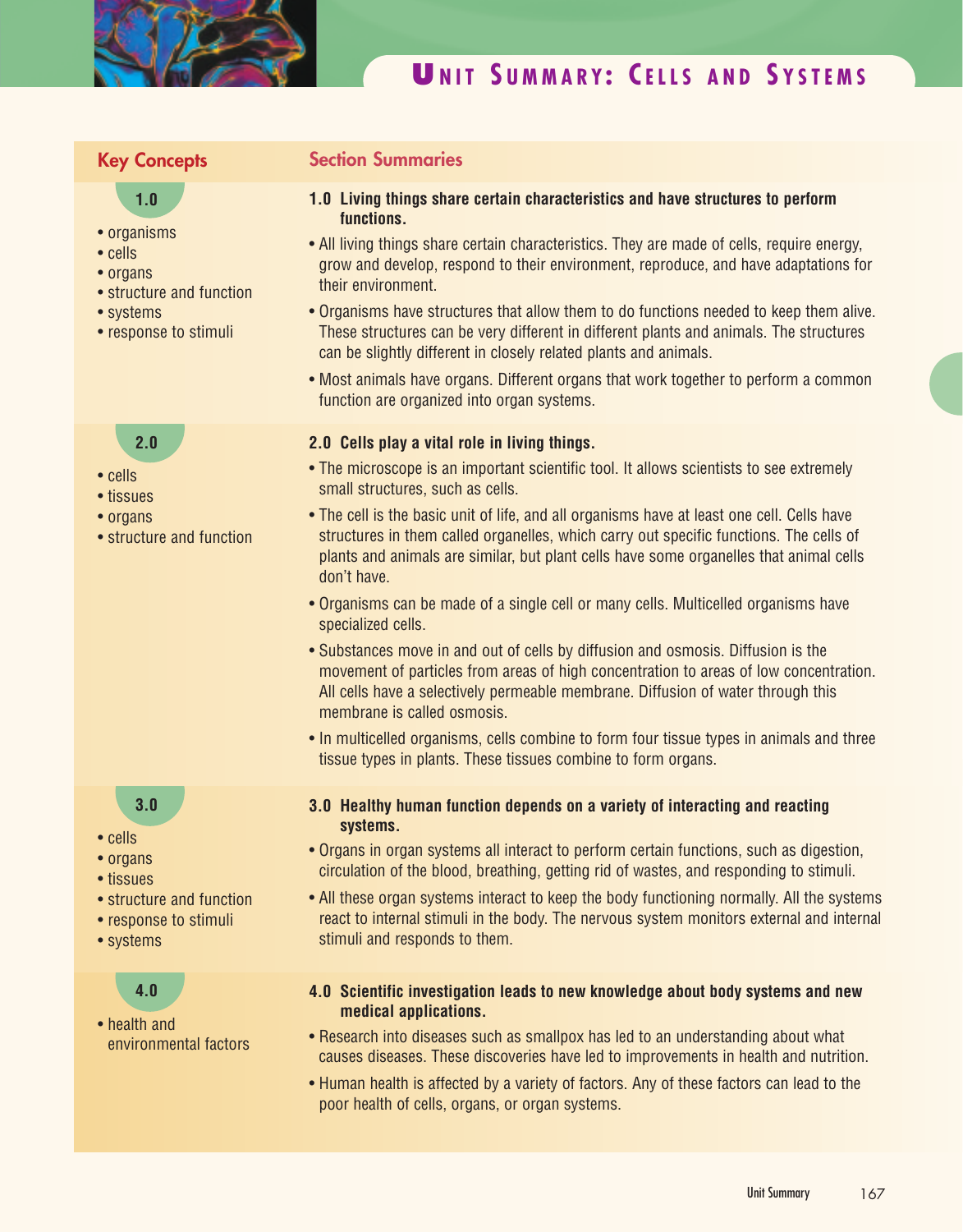# UNIT SUMMARY: CELLS AND SYSTEMS

| Key Concepts | Section Summaries |
| --- | --- |
| **1.0**<br>• organisms<br>• cells<br>• organs<br>• structure and function<br>• systems<br>• response to stimuli | **1.0 Living things share certain characteristics and have structures to perform functions.**<br>• All living things share certain characteristics. They are made of cells, require energy, grow and develop, respond to their environment, reproduce, and have adaptations for their environment.<br>• Organisms have structures that allow them to do functions needed to keep them alive. These structures can be very different in different plants and animals. The structures can be slightly different in closely related plants and animals.<br>• Most animals have organs. Different organs that work together to perform a common function are organized into organ systems. |
| **2.0**<br>• cells<br>• tissues<br>• organs<br>• structure and function | **2.0 Cells play a vital role in living things.**<br>• The microscope is an important scientific tool. It allows scientists to see extremely small structures, such as cells.<br>• The cell is the basic unit of life, and all organisms have at least one cell. Cells have structures in them called organelles, which carry out specific functions. The cells of plants and animals are similar, but plant cells have some organelles that animal cells don't have.<br>• Organisms can be made of a single cell or many cells. Multicelled organisms have specialized cells.<br>• Substances move in and out of cells by diffusion and osmosis. Diffusion is the movement of particles from areas of high concentration to areas of low concentration. All cells have a selectively permeable membrane. Diffusion of water through this membrane is called osmosis.<br>• In multicelled organisms, cells combine to form four tissue types in animals and three tissue types in plants. These tissues combine to form organs. |
| **3.0**<br>• cells<br>• organs<br>• tissues<br>• structure and function<br>• response to stimuli<br>• systems | **3.0 Healthy human function depends on a variety of interacting and reacting systems.**<br>• Organs in organ systems all interact to perform certain functions, such as digestion, circulation of the blood, breathing, getting rid of wastes, and responding to stimuli.<br>• All these organ systems interact to keep the body functioning normally. All the systems react to internal stimuli in the body. The nervous system monitors external and internal stimuli and responds to them. |
| **4.0**<br>• health and environmental factors | **4.0 Scientific investigation leads to new knowledge about body systems and new medical applications.**<br>• Research into diseases such as smallpox has led to an understanding about what causes diseases. These discoveries have led to improvements in health and nutrition.<br>• Human health is affected by a variety of factors. Any of these factors can lead to the poor health of cells, organs, or organ systems. |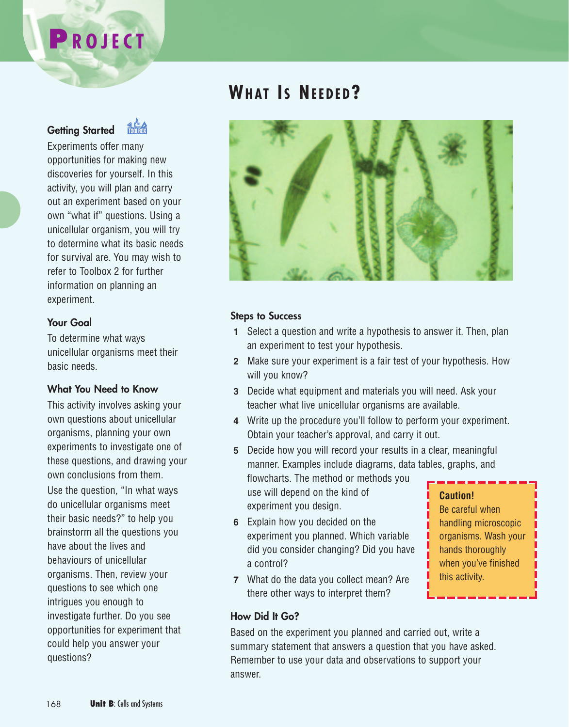# PROJECT

## WHAT IS NEEDED?

### Getting Started

Experiments offer many opportunities for making new discoveries for yourself. In this activity, you will plan and carry out an experiment based on your own "what if" questions. Using a unicellular organism, you will try to determine what its basic needs for survival are. You may wish to refer to Toolbox 2 for further information on planning an experiment.

### Your Goal

To determine what ways unicellular organisms meet their basic needs.

### What You Need to Know

This activity involves asking your own questions about unicellular organisms, planning your own experiments to investigate one of these questions, and drawing your own conclusions from them.

Use the question, "In what ways do unicellular organisms meet their basic needs?" to help you brainstorm all the questions you have about the lives and behaviours of unicellular organisms. Then, review your questions to see which one intrigues you enough to investigate further. Do you see opportunities for experiment that could help you answer your questions?

### Steps to Success

1. Select a question and write a hypothesis to answer it. Then, plan an experiment to test your hypothesis.
2. Make sure your experiment is a fair test of your hypothesis. How will you know?
3. Decide what equipment and materials you will need. Ask your teacher what live unicellular organisms are available.
4. Write up the procedure you'll follow to perform your experiment. Obtain your teacher's approval, and carry it out.
5. Decide how you will record your results in a clear, meaningful manner. Examples include diagrams, data tables, graphs, and flowcharts. The method or methods you use will depend on the kind of experiment you design.
6. Explain how you decided on the experiment you planned. Which variable did you consider changing? Did you have a control?
7. What do the data you collect mean? Are there other ways to interpret them?

**Caution!**
Be careful when handling microscopic organisms. Wash your hands thoroughly when you've finished this activity.

### How Did It Go?

Based on the experiment you planned and carried out, write a summary statement that answers a question that you have asked. Remember to use your data and observations to support your answer.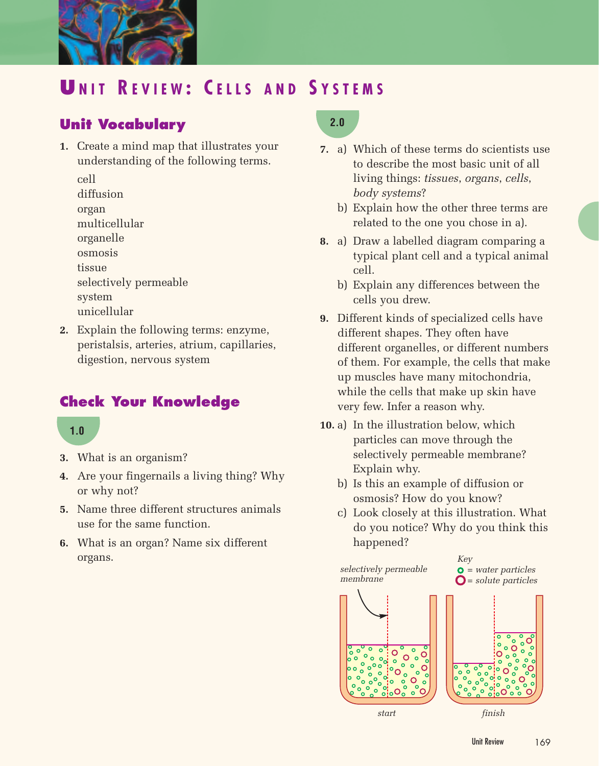# UNIT REVIEW: CELLS AND SYSTEMS

## Unit Vocabulary

1. Create a mind map that illustrates your understanding of the following terms.

   cell
   diffusion
   organ
   multicellular
   organelle
   osmosis
   tissue
   selectively permeable
   system
   unicellular

2. Explain the following terms: enzyme, peristalsis, arteries, atrium, capillaries, digestion, nervous system

## Check Your Knowledge

### 1.0

3. What is an organism?
4. Are your fingernails a living thing? Why or why not?
5. Name three different structures animals use for the same function.
6. What is an organ? Name six different organs.

### 2.0

7. a) Which of these terms do scientists use to describe the most basic unit of all living things: *tissues*, *organs*, *cells*, *body systems*?
   b) Explain how the other three terms are related to the one you chose in a).
8. a) Draw a labelled diagram comparing a typical plant cell and a typical animal cell.
   b) Explain any differences between the cells you drew.
9. Different kinds of specialized cells have different shapes. They often have different organelles, or different numbers of them. For example, the cells that make up muscles have many mitochondria, while the cells that make up skin have very few. Infer a reason why.
10. a) In the illustration below, which particles can move through the selectively permeable membrane? Explain why.
    b) Is this an example of diffusion or osmosis? How do you know?
    c) Look closely at this illustration. What do you notice? Why do you think this happened?

*selectively permeable membrane*

*Key*
*= water particles*
*= solute particles*

*start* *finish*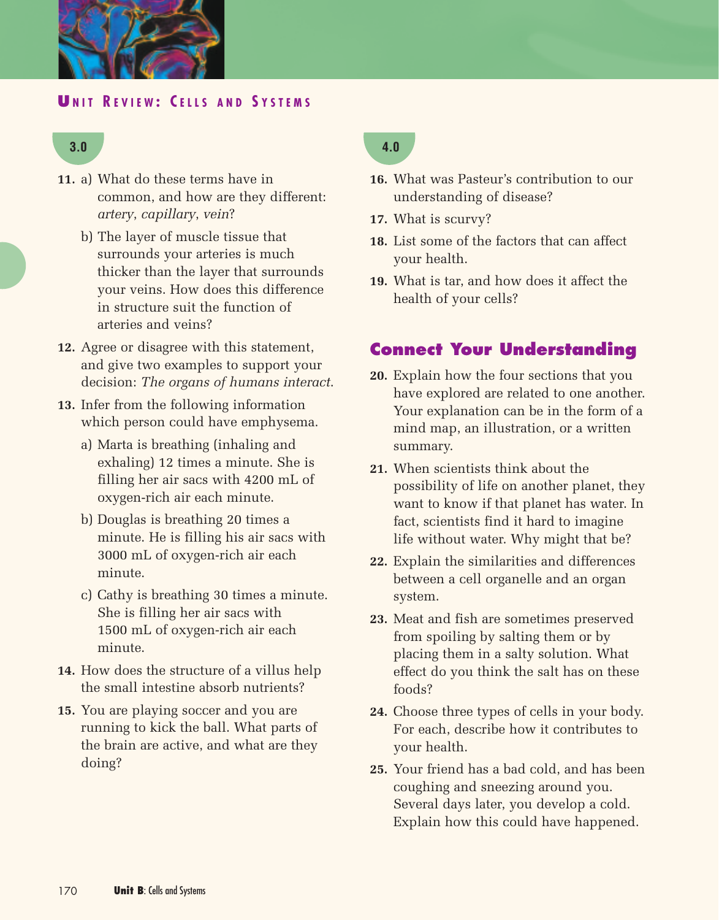## Unit Review: Cells and Systems

### 3.0

11. a) What do these terms have in common, and how are they different: *artery*, *capillary*, *vein*?

    b) The layer of muscle tissue that surrounds your arteries is much thicker than the layer that surrounds your veins. How does this difference in structure suit the function of arteries and veins?

12. Agree or disagree with this statement, and give two examples to support your decision: *The organs of humans interact.*

13. Infer from the following information which person could have emphysema.

    a) Marta is breathing (inhaling and exhaling) 12 times a minute. She is filling her air sacs with 4200 mL of oxygen-rich air each minute.

    b) Douglas is breathing 20 times a minute. He is filling his air sacs with 3000 mL of oxygen-rich air each minute.

    c) Cathy is breathing 30 times a minute. She is filling her air sacs with 1500 mL of oxygen-rich air each minute.

14. How does the structure of a villus help the small intestine absorb nutrients?

15. You are playing soccer and you are running to kick the ball. What parts of the brain are active, and what are they doing?

### 4.0

16. What was Pasteur's contribution to our understanding of disease?

17. What is scurvy?

18. List some of the factors that can affect your health.

19. What is tar, and how does it affect the health of your cells?

## Connect Your Understanding

20. Explain how the four sections that you have explored are related to one another. Your explanation can be in the form of a mind map, an illustration, or a written summary.

21. When scientists think about the possibility of life on another planet, they want to know if that planet has water. In fact, scientists find it hard to imagine life without water. Why might that be?

22. Explain the similarities and differences between a cell organelle and an organ system.

23. Meat and fish are sometimes preserved from spoiling by salting them or by placing them in a salty solution. What effect do you think the salt has on these foods?

24. Choose three types of cells in your body. For each, describe how it contributes to your health.

25. Your friend has a bad cold, and has been coughing and sneezing around you. Several days later, you develop a cold. Explain how this could have happened.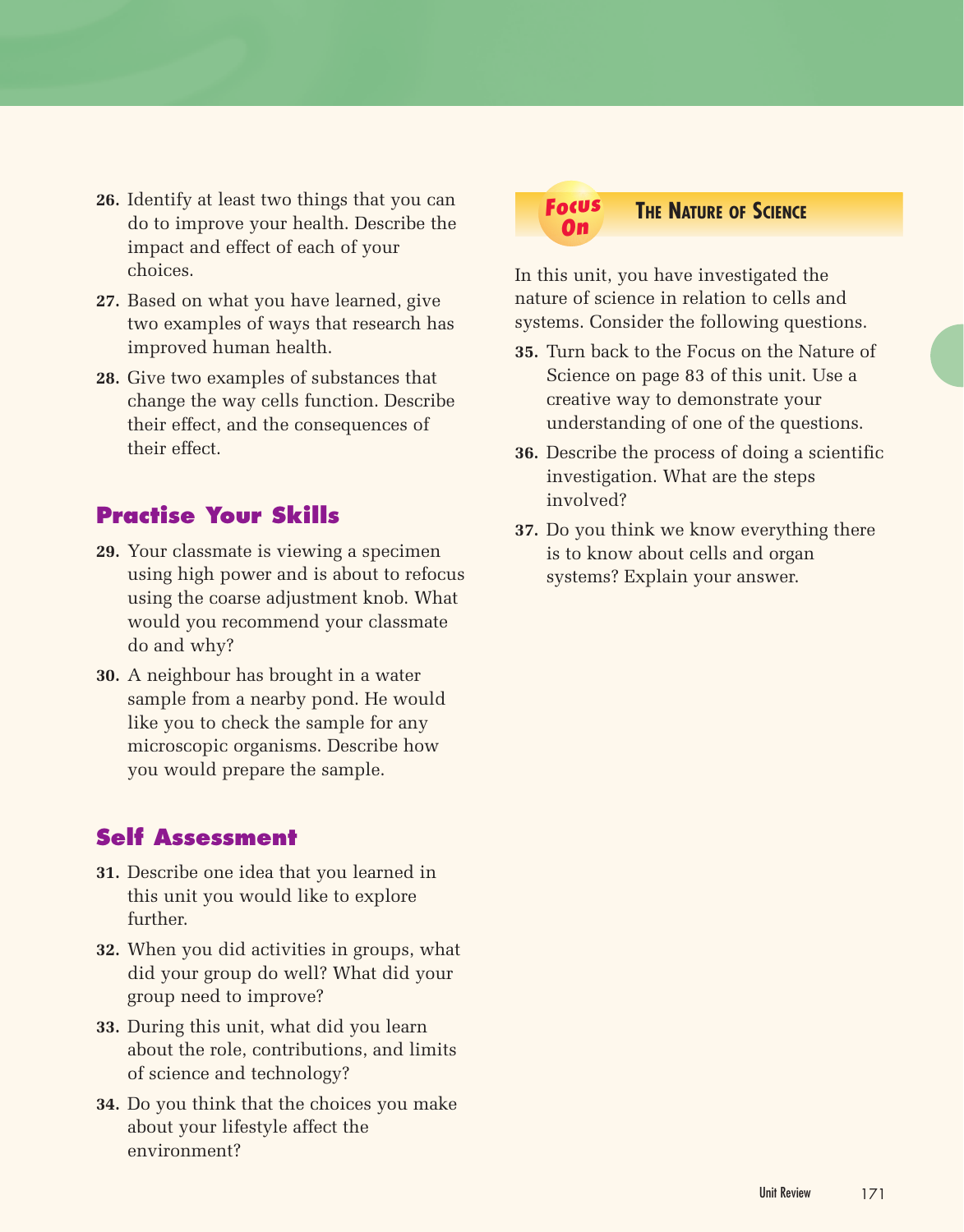26. Identify at least two things that you can do to improve your health. Describe the impact and effect of each of your choices.
27. Based on what you have learned, give two examples of ways that research has improved human health.
28. Give two examples of substances that change the way cells function. Describe their effect, and the consequences of their effect.

## Practise Your Skills

29. Your classmate is viewing a specimen using high power and is about to refocus using the coarse adjustment knob. What would you recommend your classmate do and why?
30. A neighbour has brought in a water sample from a nearby pond. He would like you to check the sample for any microscopic organisms. Describe how you would prepare the sample.

## Self Assessment

31. Describe one idea that you learned in this unit you would like to explore further.
32. When you did activities in groups, what did your group do well? What did your group need to improve?
33. During this unit, what did you learn about the role, contributions, and limits of science and technology?
34. Do you think that the choices you make about your lifestyle affect the environment?

## Focus On The Nature of Science

In this unit, you have investigated the nature of science in relation to cells and systems. Consider the following questions.

35. Turn back to the Focus on the Nature of Science on page 83 of this unit. Use a creative way to demonstrate your understanding of one of the questions.
36. Describe the process of doing a scientific investigation. What are the steps involved?
37. Do you think we know everything there is to know about cells and organ systems? Explain your answer.